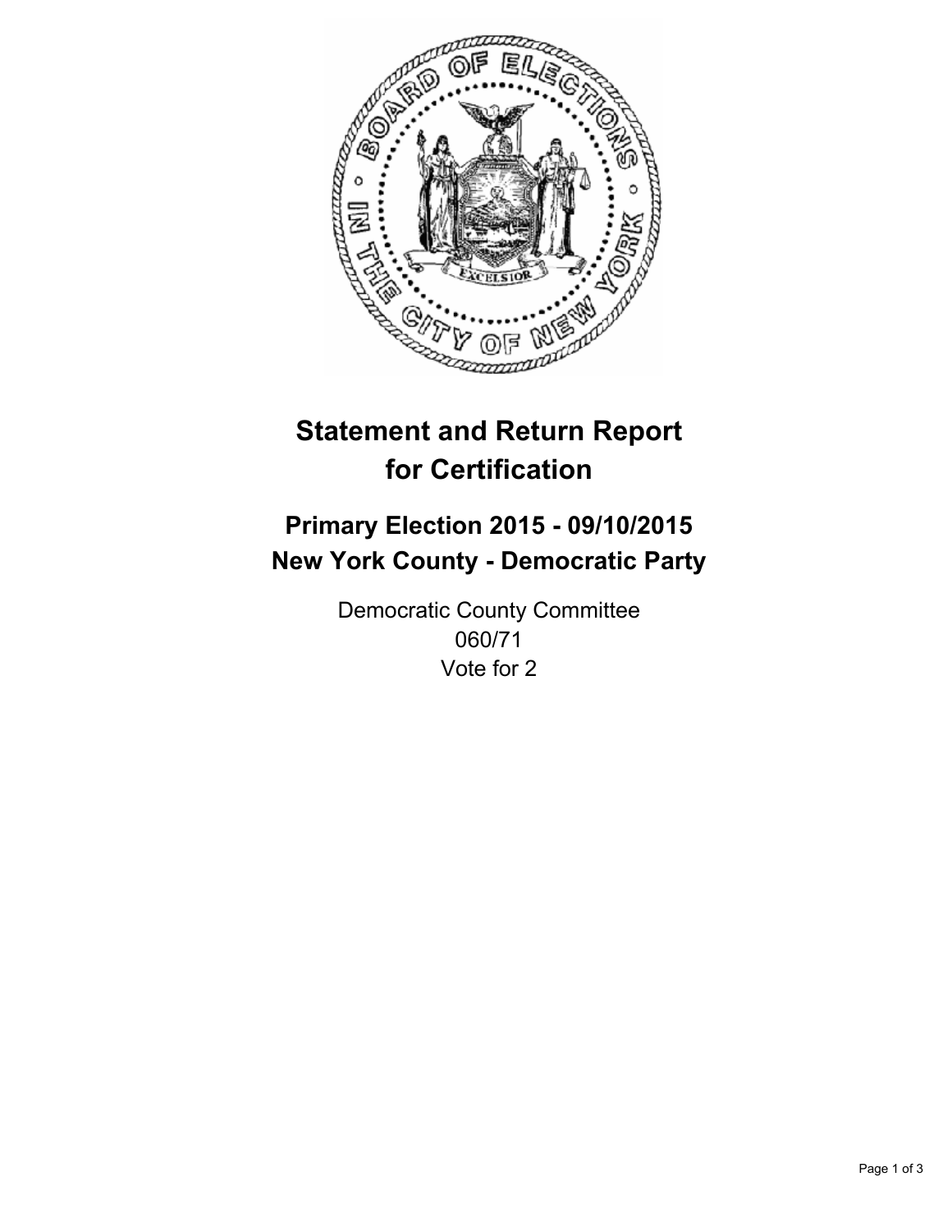# Statement and Return Report for Certification

## Primary Election 2015 - 09/10/2015
## New York County - Democratic Party

Democratic County Committee
060/71
Vote for 2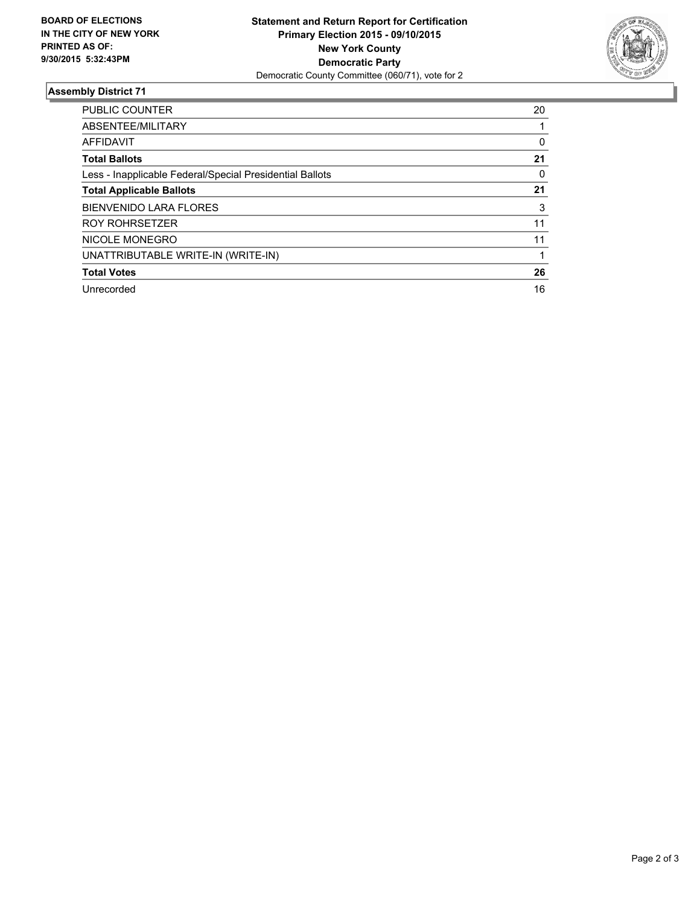**BOARD OF ELECTIONS IN THE CITY OF NEW YORK PRINTED AS OF: 9/30/2015 5:32:43PM**

**Statement and Return Report for Certification**
**Primary Election 2015 - 09/10/2015**
**New York County**
**Democratic Party**
Democratic County Committee (060/71), vote for 2

## Assembly District 71

| | |
|---|---|
| PUBLIC COUNTER | 20 |
| ABSENTEE/MILITARY | 1 |
| AFFIDAVIT | 0 |
| **Total Ballots** | **21** |
| Less - Inapplicable Federal/Special Presidential Ballots | 0 |
| **Total Applicable Ballots** | **21** |
| BIENVENIDO LARA FLORES | 3 |
| ROY ROHRSETZER | 11 |
| NICOLE MONEGRO | 11 |
| UNATTRIBUTABLE WRITE-IN (WRITE-IN) | 1 |
| **Total Votes** | **26** |
| Unrecorded | 16 |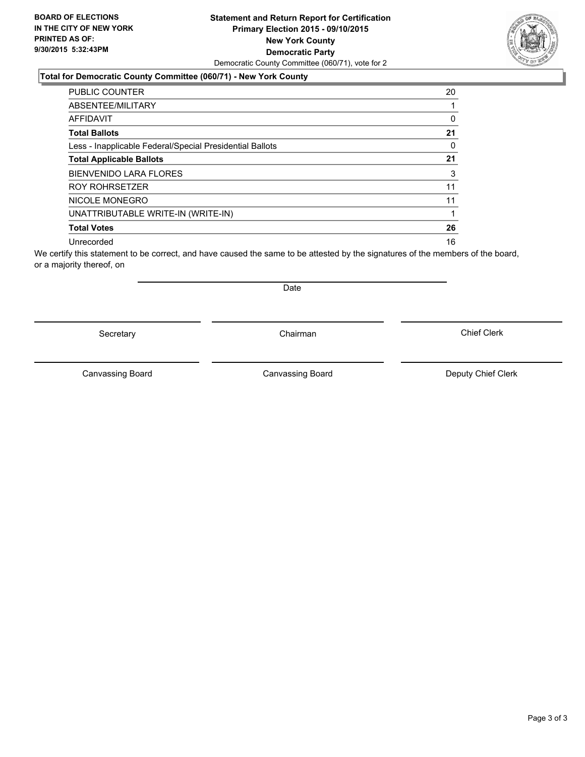**BOARD OF ELECTIONS IN THE CITY OF NEW YORK PRINTED AS OF: 9/30/2015 5:32:43PM**

**Statement and Return Report for Certification**
**Primary Election 2015 - 09/10/2015**
**New York County**
**Democratic Party**
Democratic County Committee (060/71), vote for 2

## Total for Democratic County Committee (060/71) - New York County

| | |
|---|---|
| PUBLIC COUNTER | 20 |
| ABSENTEE/MILITARY | 1 |
| AFFIDAVIT | 0 |
| **Total Ballots** | **21** |
| Less - Inapplicable Federal/Special Presidential Ballots | 0 |
| **Total Applicable Ballots** | **21** |
| BIENVENIDO LARA FLORES | 3 |
| ROY ROHRSETZER | 11 |
| NICOLE MONEGRO | 11 |
| UNATTRIBUTABLE WRITE-IN (WRITE-IN) | 1 |
| **Total Votes** | **26** |
| Unrecorded | 16 |

We certify this statement to be correct, and have caused the same to be attested by the signatures of the members of the board, or a majority thereof, on

Date

Secretary

Chairman

Chief Clerk

Canvassing Board

Canvassing Board

Deputy Chief Clerk